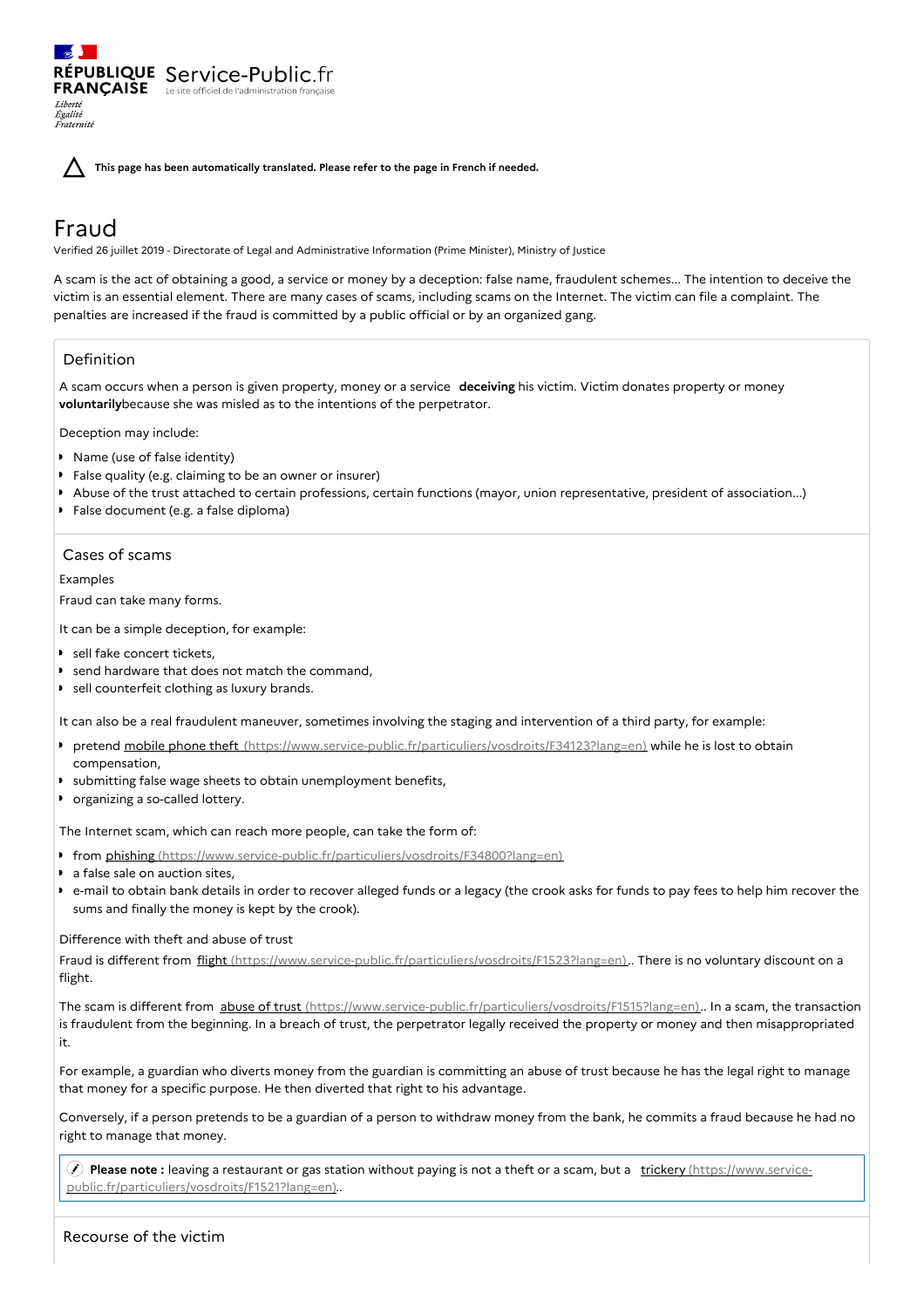RÉPUBLIQUE FRANÇAISE Service-Public.fr
Le site officiel de l'administration française

*Liberté Égalité Fraternité*

**This page has been automatically translated. Please refer to the page in French if needed.**

# Fraud

Verified 26 juillet 2019 - Directorate of Legal and Administrative Information (Prime Minister), Ministry of Justice

A scam is the act of obtaining a good, a service or money by a deception: false name, fraudulent schemes... The intention to deceive the victim is an essential element. There are many cases of scams, including scams on the Internet. The victim can file a complaint. The penalties are increased if the fraud is committed by a public official or by an organized gang.

## Definition

A scam occurs when a person is given property, money or a service **deceiving** his victim. Victim donates property or money **voluntarily**because she was misled as to the intentions of the perpetrator.

Deception may include:

- Name (use of false identity)
- False quality (e.g. claiming to be an owner or insurer)
- Abuse of the trust attached to certain professions, certain functions (mayor, union representative, president of association...)
- False document (e.g. a false diploma)

## Cases of scams

Examples

Fraud can take many forms.

It can be a simple deception, for example:

- sell fake concert tickets,
- send hardware that does not match the command,
- sell counterfeit clothing as luxury brands.

It can also be a real fraudulent maneuver, sometimes involving the staging and intervention of a third party, for example:

- pretend mobile phone theft (https://www.service-public.fr/particuliers/vosdroits/F34123?lang=en) while he is lost to obtain compensation,
- submitting false wage sheets to obtain unemployment benefits,
- organizing a so-called lottery.

The Internet scam, which can reach more people, can take the form of:

- from phishing (https://www.service-public.fr/particuliers/vosdroits/F34800?lang=en)
- a false sale on auction sites,
- e-mail to obtain bank details in order to recover alleged funds or a legacy (the crook asks for funds to pay fees to help him recover the sums and finally the money is kept by the crook).

Difference with theft and abuse of trust

Fraud is different from flight (https://www.service-public.fr/particuliers/vosdroits/F1523?lang=en).. There is no voluntary discount on a flight.

The scam is different from abuse of trust (https://www.service-public.fr/particuliers/vosdroits/F1515?lang=en).. In a scam, the transaction is fraudulent from the beginning. In a breach of trust, the perpetrator legally received the property or money and then misappropriated it.

For example, a guardian who diverts money from the guardian is committing an abuse of trust because he has the legal right to manage that money for a specific purpose. He then diverted that right to his advantage.

Conversely, if a person pretends to be a guardian of a person to withdraw money from the bank, he commits a fraud because he had no right to manage that money.

> **Please note :** leaving a restaurant or gas station without paying is not a theft or a scam, but a trickery (https://www.service-public.fr/particuliers/vosdroits/F1521?lang=en)..

## Recourse of the victim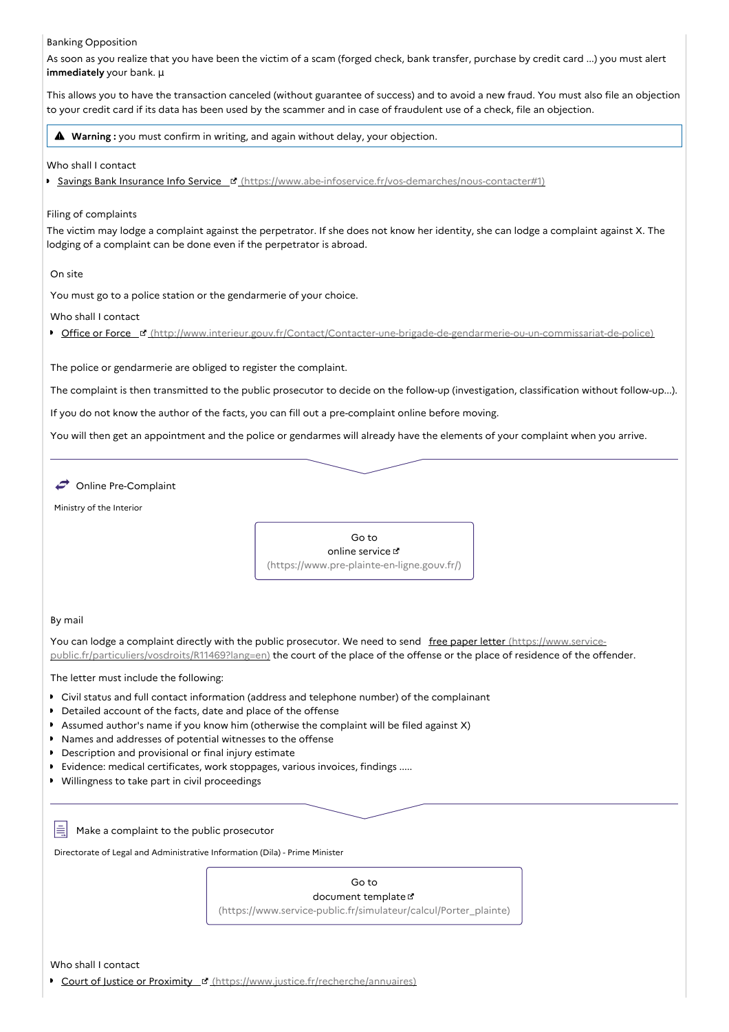### Banking Opposition

As soon as you realize that you have been the victim of a scam (forged check, bank transfer, purchase by credit card ...) you must alert **immediately** your bank. µ

This allows you to have the transaction canceled (without guarantee of success) and to avoid a new fraud. You must also file an objection to your credit card if its data has been used by the scammer and in case of fraudulent use of a check, file an objection.

> ⚠ **Warning :** you must confirm in writing, and again without delay, your objection.

Who shall I contact

- [Savings Bank Insurance Info Service](https://www.abe-infoservice.fr/vos-demarches/nous-contacter#1) (https://www.abe-infoservice.fr/vos-demarches/nous-contacter#1)

### Filing of complaints

The victim may lodge a complaint against the perpetrator. If she does not know her identity, she can lodge a complaint against X. The lodging of a complaint can be done even if the perpetrator is abroad.

#### On site

You must go to a police station or the gendarmerie of your choice.

Who shall I contact

- [Office or Force](http://www.interieur.gouv.fr/Contact/Contacter-une-brigade-de-gendarmerie-ou-un-commissariat-de-police) (http://www.interieur.gouv.fr/Contact/Contacter-une-brigade-de-gendarmerie-ou-un-commissariat-de-police)

The police or gendarmerie are obliged to register the complaint.

The complaint is then transmitted to the public prosecutor to decide on the follow-up (investigation, classification without follow-up...).

If you do not know the author of the facts, you can fill out a pre-complaint online before moving.

You will then get an appointment and the police or gendarmes will already have the elements of your complaint when you arrive.

---

Online Pre-Complaint

Ministry of the Interior

[Go to online service](https://www.pre-plainte-en-ligne.gouv.fr/) (https://www.pre-plainte-en-ligne.gouv.fr/)

#### By mail

You can lodge a complaint directly with the public prosecutor. We need to send [free paper letter](https://www.service-public.fr/particuliers/vosdroits/R11469?lang=en) (https://www.service-public.fr/particuliers/vosdroits/R11469?lang=en) the court of the place of the offense or the place of residence of the offender.

The letter must include the following:

- Civil status and full contact information (address and telephone number) of the complainant
- Detailed account of the facts, date and place of the offense
- Assumed author's name if you know him (otherwise the complaint will be filed against X)
- Names and addresses of potential witnesses to the offense
- Description and provisional or final injury estimate
- Evidence: medical certificates, work stoppages, various invoices, findings .....
- Willingness to take part in civil proceedings

---

Make a complaint to the public prosecutor

Directorate of Legal and Administrative Information (Dila) - Prime Minister

[Go to document template](https://www.service-public.fr/simulateur/calcul/Porter_plainte) (https://www.service-public.fr/simulateur/calcul/Porter_plainte)

Who shall I contact

- [Court of Justice or Proximity](https://www.justice.fr/recherche/annuaires) (https://www.justice.fr/recherche/annuaires)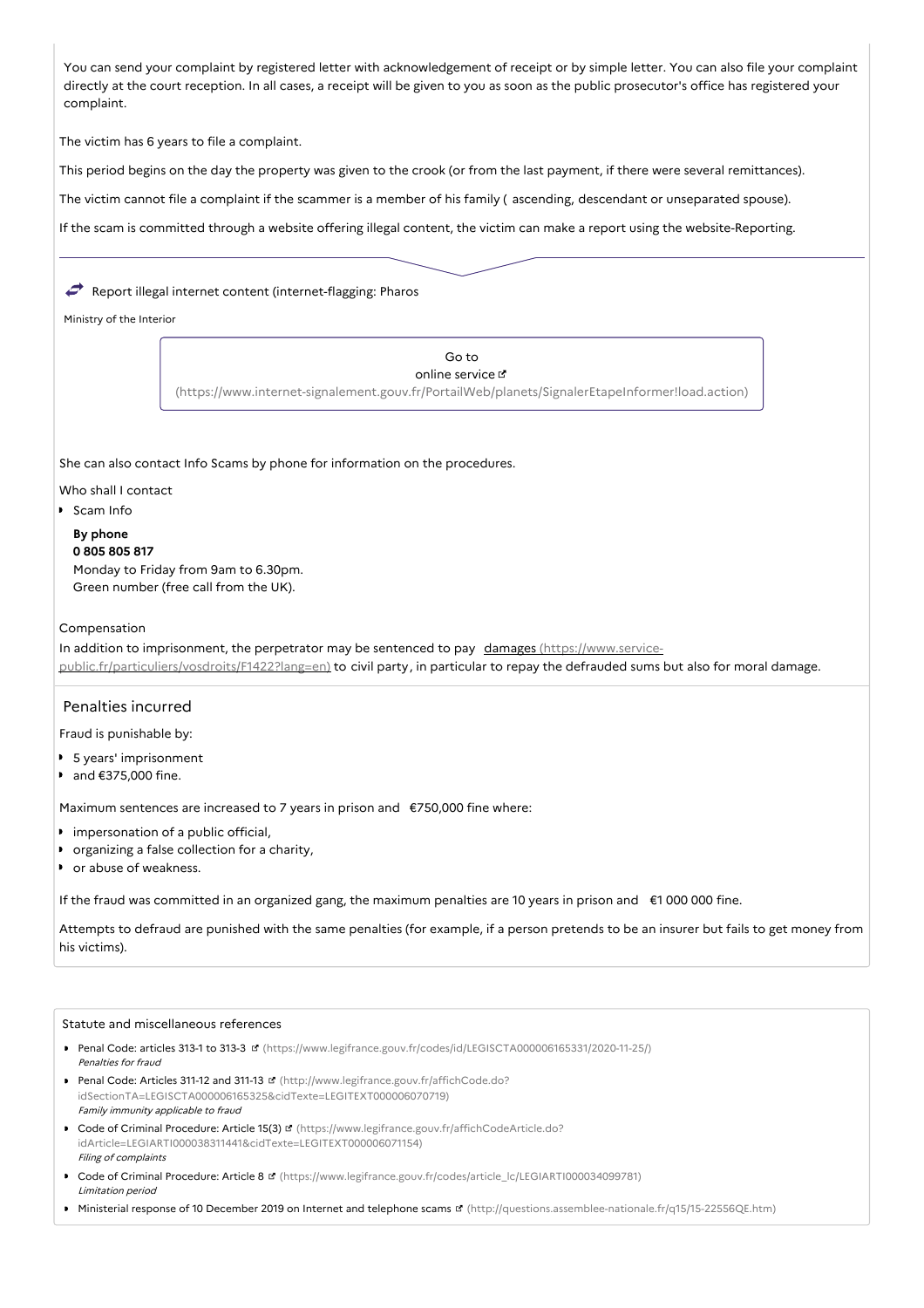You can send your complaint by registered letter with acknowledgement of receipt or by simple letter. You can also file your complaint directly at the court reception. In all cases, a receipt will be given to you as soon as the public prosecutor's office has registered your complaint.

The victim has 6 years to file a complaint.

This period begins on the day the property was given to the crook (or from the last payment, if there were several remittances).

The victim cannot file a complaint if the scammer is a member of his family ( ascending, descendant or unseparated spouse).

If the scam is committed through a website offering illegal content, the victim can make a report using the website-Reporting.

Report illegal internet content (internet-flagging: Pharos

Ministry of the Interior

Go to
online service
(https://www.internet-signalement.gouv.fr/PortailWeb/planets/SignalerEtapeInformer!load.action)

She can also contact Info Scams by phone for information on the procedures.

Who shall I contact

- Scam Info

  **By phone**
  **0 805 805 817**
  Monday to Friday from 9am to 6.30pm.
  Green number (free call from the UK).

Compensation

In addition to imprisonment, the perpetrator may be sentenced to pay damages (https://www.service-public.fr/particuliers/vosdroits/F1422?lang=en) to civil party, in particular to repay the defrauded sums but also for moral damage.

## Penalties incurred

Fraud is punishable by:

- 5 years' imprisonment
- and €375,000 fine.

Maximum sentences are increased to 7 years in prison and €750,000 fine where:

- impersonation of a public official,
- organizing a false collection for a charity,
- or abuse of weakness.

If the fraud was committed in an organized gang, the maximum penalties are 10 years in prison and €1 000 000 fine.

Attempts to defraud are punished with the same penalties (for example, if a person pretends to be an insurer but fails to get money from his victims).

Statute and miscellaneous references

- Penal Code: articles 313-1 to 313-3 (https://www.legifrance.gouv.fr/codes/id/LEGISCTA000006165331/2020-11-25/)
  *Penalties for fraud*
- Penal Code: Articles 311-12 and 311-13 (http://www.legifrance.gouv.fr/affichCode.do?idSectionTA=LEGISCTA000006165325&cidTexte=LEGITEXT000006070719)
  *Family immunity applicable to fraud*
- Code of Criminal Procedure: Article 15(3) (https://www.legifrance.gouv.fr/affichCodeArticle.do?idArticle=LEGIARTI000038311441&cidTexte=LEGITEXT000006071154)
  *Filing of complaints*
- Code of Criminal Procedure: Article 8 (https://www.legifrance.gouv.fr/codes/article_lc/LEGIARTI000034099781)
  *Limitation period*
- Ministerial response of 10 December 2019 on Internet and telephone scams (http://questions.assemblee-nationale.fr/q15/15-22556QE.htm)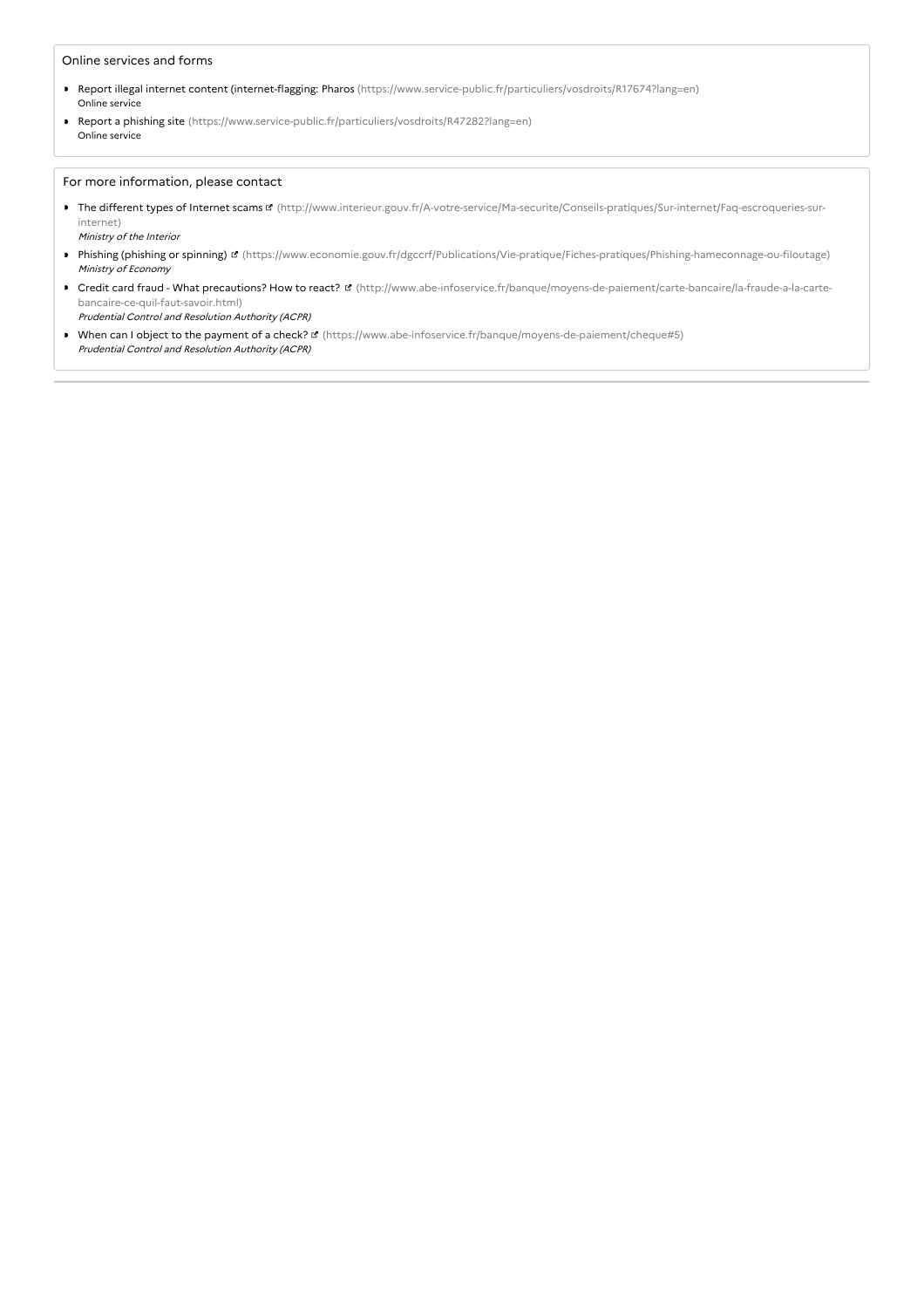## Online services and forms

- Report illegal internet content (internet-flagging: Pharos (https://www.service-public.fr/particuliers/vosdroits/R17674?lang=en)
  Online service
- Report a phishing site (https://www.service-public.fr/particuliers/vosdroits/R47282?lang=en)
  Online service

## For more information, please contact

- The different types of Internet scams (http://www.interieur.gouv.fr/A-votre-service/Ma-securite/Conseils-pratiques/Sur-internet/Faq-escroqueries-sur-internet)
  *Ministry of the Interior*
- Phishing (phishing or spinning) (https://www.economie.gouv.fr/dgccrf/Publications/Vie-pratique/Fiches-pratiques/Phishing-hameconnage-ou-filoutage)
  *Ministry of Economy*
- Credit card fraud - What precautions? How to react? (http://www.abe-infoservice.fr/banque/moyens-de-paiement/carte-bancaire/la-fraude-a-la-carte-bancaire-ce-quil-faut-savoir.html)
  *Prudential Control and Resolution Authority (ACPR)*
- When can I object to the payment of a check? (https://www.abe-infoservice.fr/banque/moyens-de-paiement/cheque#5)
  *Prudential Control and Resolution Authority (ACPR)*